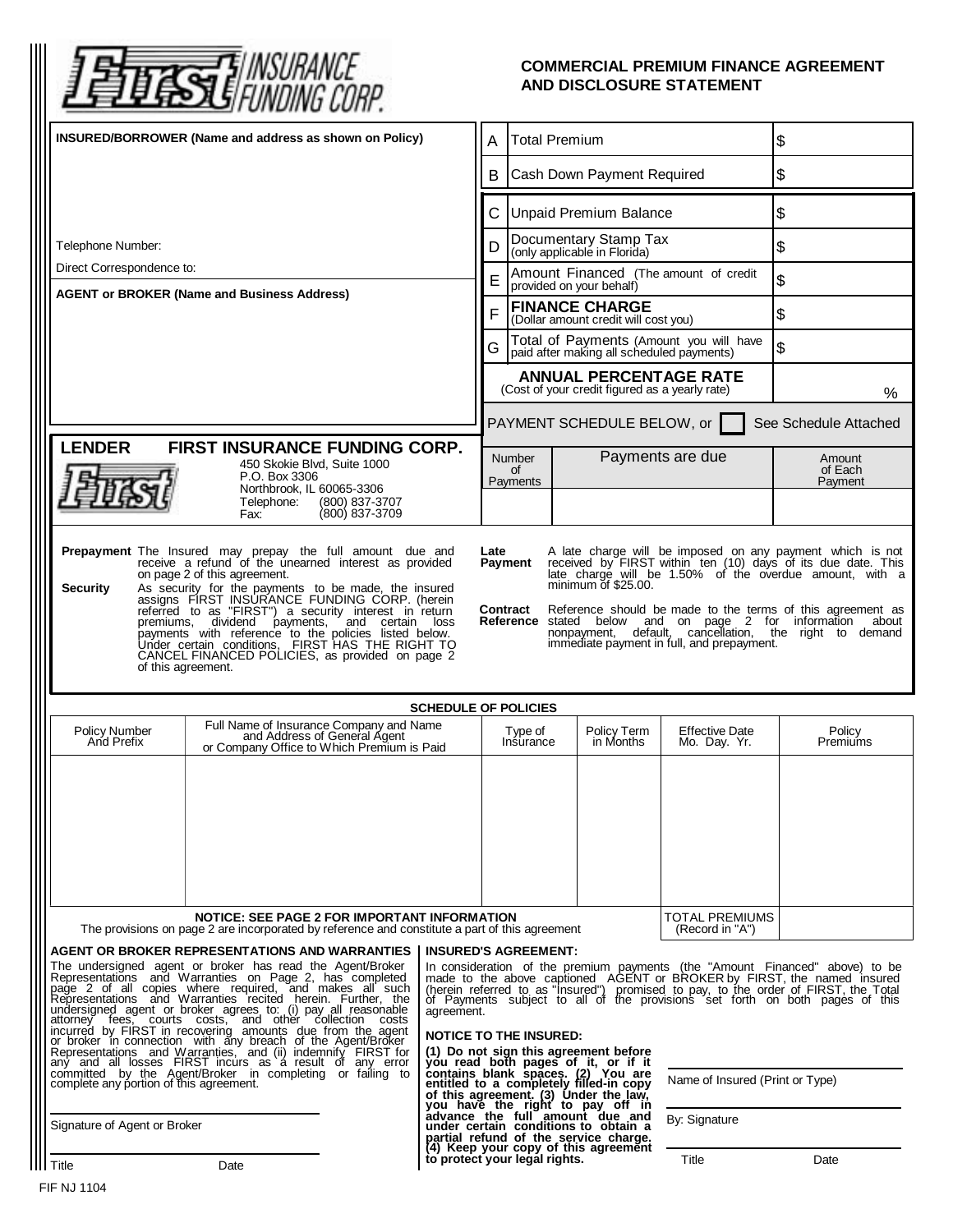First INSURANCE FUNDING CORP.

# COMMERCIAL PREMIUM FINANCE AGREEMENT AND DISCLOSURE STATEMENT

**INSURED/BORROWER (Name and address as shown on Policy)**

Telephone Number:

Direct Correspondence to:

**AGENT or BROKER (Name and Business Address)**

| | | |
|---|---|---|
| A | Total Premium | $ |
| B | Cash Down Payment Required | $ |
| C | Unpaid Premium Balance | $ |
| D | Documentary Stamp Tax (only applicable in Florida) | $ |
| E | Amount Financed (The amount of credit provided on your behalf) | $ |
| F | **FINANCE CHARGE** (Dollar amount credit will cost you) | $ |
| G | Total of Payments (Amount you will have paid after making all scheduled payments) | $ |
| | **ANNUAL PERCENTAGE RATE** (Cost of your credit figured as a yearly rate) | % |

PAYMENT SCHEDULE BELOW, or ☐ See Schedule Attached

| Number of Payments | Payments are due | Amount of Each Payment |
|---|---|---|
| | | |

**LENDER FIRST INSURANCE FUNDING CORP.**
450 Skokie Blvd, Suite 1000
P.O. Box 3306
Northbrook, IL 60065-3306
Telephone: (800) 837-3707
Fax: (800) 837-3709

**Prepayment** The Insured may prepay the full amount due and receive a refund of the unearned interest as provided on page 2 of this agreement.

**Security** As security for the payments to be made, the insured assigns FIRST INSURANCE FUNDING CORP. (herein referred to as "FIRST") a security interest in return premiums, dividend payments, and certain loss payments with reference to the policies listed below. Under certain conditions, FIRST HAS THE RIGHT TO CANCEL FINANCED POLICIES, as provided on page 2 of this agreement.

**Late Payment** A late charge will be imposed on any payment which is not received by FIRST within ten (10) days of its due date. This late charge will be 1.50% of the overdue amount, with a minimum of $25.00.

**Contract Reference** Reference should be made to the terms of this agreement as stated below and on page 2 for information about nonpayment, default, cancellation, the right to demand immediate payment in full, and prepayment.

**SCHEDULE OF POLICIES**

| Policy Number And Prefix | Full Name of Insurance Company and Name and Address of General Agent or Company Office to Which Premium is Paid | Type of Insurance | Policy Term in Months | Effective Date Mo. Day. Yr. | Policy Premiums |
|---|---|---|---|---|---|
| | | | | | |
| | | | | TOTAL PREMIUMS (Record in "A") | |

**NOTICE: SEE PAGE 2 FOR IMPORTANT INFORMATION**
The provisions on page 2 are incorporated by reference and constitute a part of this agreement

**AGENT OR BROKER REPRESENTATIONS AND WARRANTIES**

The undersigned agent or broker has read the Agent/Broker Representations and Warranties on Page 2, has completed page 2 of all copies where required, and makes all such Representations and Warranties recited herein. Further, the undersigned agent or broker agrees to: (i) pay all reasonable attorney fees, courts costs, and other collection costs incurred by FIRST in recovering amounts due from the agent or broker in connection with any breach of the Agent/Broker Representations and Warranties, and (ii) indemnify FIRST for any and all losses FIRST incurs as a result of any error committed by the Agent/Broker in completing or failing to complete any portion of this agreement.

Signature of Agent or Broker

Title Date

**INSURED'S AGREEMENT:**

In consideration of the premium payments (the "Amount Financed" above) to be made to the above captioned AGENT or BROKER by FIRST, the named insured (herein referred to as "Insured") promised to pay, to the order of FIRST, the Total of Payments subject to all of the provisions set forth on both pages of this agreement.

**NOTICE TO THE INSURED:**

**(1) Do not sign this agreement before you read both pages of it, or if it contains blank spaces. (2) You are entitled to a completely filled-in copy of this agreement. (3) Under the law, you have the right to pay off in advance the full amount due and under certain conditions to obtain a partial refund of the service charge. (4) Keep your copy of this agreement to protect your legal rights.**

Name of Insured (Print or Type)

By: Signature

Title Date

FIF NJ 1104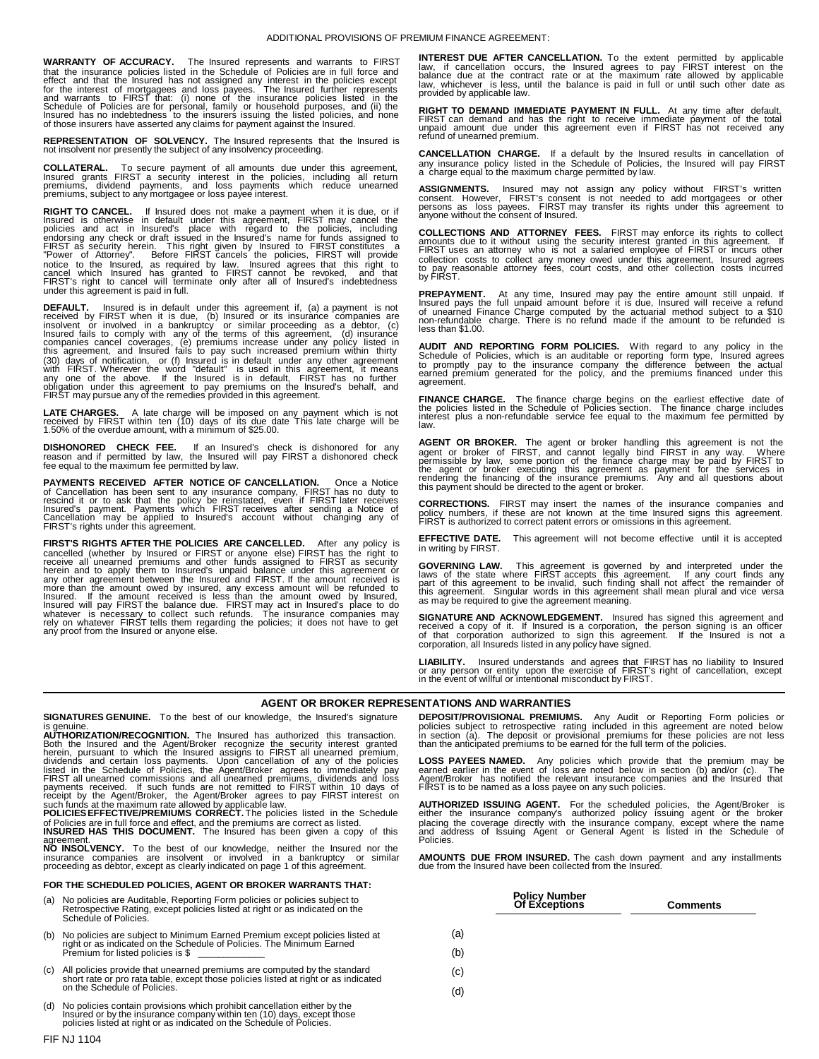## ADDITIONAL PROVISIONS OF PREMIUM FINANCE AGREEMENT:

**WARRANTY OF ACCURACY.** The Insured represents and warrants to FIRST that the insurance policies listed in the Schedule of Policies are in full force and effect and that the Insured has not assigned any interest in the policies except for the interest of mortgagees and loss payees. The Insured further represents and warrants to FIRST that: (i) none of the insurance policies listed in the Schedule of Policies are for personal, family or household purposes, and (ii) the Insured has no indebtedness to the insurers issuing the listed policies, and none of those insurers have asserted any claims for payment against the Insured.

**REPRESENTATION OF SOLVENCY.** The Insured represents that the Insured is not insolvent nor presently the subject of any insolvency proceeding.

**COLLATERAL.** To secure payment of all amounts due under this agreement, Insured grants FIRST a security interest in the policies, including all return premiums, dividend payments, and loss payments which reduce unearned premiums, subject to any mortgagee or loss payee interest.

**RIGHT TO CANCEL.** If Insured does not make a payment when it is due, or if Insured is otherwise in default under this agreement, FIRST may cancel the policies and act in Insured's place with regard to the policies, including endorsing any check or draft issued in the Insured's name for funds assigned to FIRST as security herein. This right given by Insured to FIRST constitutes a "Power of Attorney". Before FIRST cancels the policies, FIRST will provide notice to the Insured, as required by law. Insured agrees that this right to cancel which Insured has granted to FIRST cannot be revoked, and that FIRST's right to cancel will terminate only after all of Insured's indebtedness under this agreement is paid in full.

**DEFAULT.** Insured is in default under this agreement if, (a) a payment is not received by FIRST when it is due, (b) Insured or its insurance companies are insolvent or involved in a bankruptcy or similar proceeding as a debtor, (c) Insured fails to comply with any of the terms of this agreement, (d) insurance companies cancel coverages, (e) premiums increase under any policy listed in this agreement, and Insured fails to pay such increased premium within thirty (30) days of notification, or (f) Insured is in default under any other agreement with FIRST. Wherever the word "default" is used in this agreement, it means any one of the above. If the Insured is in default, FIRST has no further obligation under this agreement to pay premiums on the Insured's behalf, and FIRST may pursue any of the remedies provided in this agreement.

**LATE CHARGES.** A late charge will be imposed on any payment which is not received by FIRST within ten (10) days of its due date This late charge will be 1.50% of the overdue amount, with a minimum of $25.00.

**DISHONORED CHECK FEE.** If an Insured's check is dishonored for any reason and if permitted by law, the Insured will pay FIRST a dishonored check fee equal to the maximum fee permitted by law.

**PAYMENTS RECEIVED AFTER NOTICE OF CANCELLATION.** Once a Notice of Cancellation has been sent to any insurance company, FIRST has no duty to rescind it or to ask that the policy be reinstated, even if FIRST later receives Insured's payment. Payments which FIRST receives after sending a Notice of Cancellation may be applied to Insured's account without changing any of FIRST's rights under this agreement.

**FIRST'S RIGHTS AFTER THE POLICIES ARE CANCELLED.** After any policy is cancelled (whether by Insured or FIRST or anyone else) FIRST has the right to receive all unearned premiums and other funds assigned to FIRST as security herein and to apply them to Insured's unpaid balance under this agreement or any other agreement between the Insured and FIRST. If the amount received is more than the amount owed by insured, any excess amount will be refunded to Insured. If the amount received is less than the amount owed by Insured, Insured will pay FIRST the balance due. FIRST may act in Insured's place to do whatever is necessary to collect such refunds. The insurance companies may rely on whatever FIRST tells them regarding the policies; it does not have to get any proof from the Insured or anyone else.

**INTEREST DUE AFTER CANCELLATION.** To the extent permitted by applicable law, if cancellation occurs, the Insured agrees to pay FIRST interest on the balance due at the contract rate or at the maximum rate allowed by applicable law, whichever is less, until the balance is paid in full or until such other date as provided by applicable law.

**RIGHT TO DEMAND IMMEDIATE PAYMENT IN FULL.** At any time after default, FIRST can demand and has the right to receive immediate payment of the total unpaid amount due under this agreement even if FIRST has not received any refund of unearned premium.

**CANCELLATION CHARGE.** If a default by the Insured results in cancellation of any insurance policy listed in the Schedule of Policies, the Insured will pay FIRST a charge equal to the maximum charge permitted by law.

**ASSIGNMENTS.** Insured may not assign any policy without FIRST's written consent. However, FIRST's consent is not needed to add mortgagees or other persons as loss payees. FIRST may transfer its rights under this agreement to anyone without the consent of Insured.

**COLLECTIONS AND ATTORNEY FEES.** FIRST may enforce its rights to collect amounts due to it without using the security interest granted in this agreement. If FIRST uses an attorney who is not a salaried employee of FIRST or incurs other collection costs to collect any money owed under this agreement, Insured agrees to pay reasonable attorney fees, court costs, and other collection costs incurred by FIRST.

**PREPAYMENT.** At any time, Insured may pay the entire amount still unpaid. If Insured pays the full unpaid amount before it is due, Insured will receive a refund of unearned Finance Charge computed by the actuarial method subject to a $10 non-refundable charge. There is no refund made if the amount to be refunded is less than $1.00.

**AUDIT AND REPORTING FORM POLICIES.** With regard to any policy in the Schedule of Policies, which is an auditable or reporting form type, Insured agrees to promptly pay to the insurance company the difference between the actual earned premium generated for the policy, and the premiums financed under this agreement.

**FINANCE CHARGE.** The finance charge begins on the earliest effective date of the policies listed in the Schedule of Policies section. The finance charge includes interest plus a non-refundable service fee equal to the maximum fee permitted by law.

**AGENT OR BROKER.** The agent or broker handling this agreement is not the agent or broker of FIRST, and cannot legally bind FIRST in any way. Where permissible by law, some portion of the finance charge may be paid by FIRST to the agent or broker executing this agreement as payment for the services in rendering the financing of the insurance premiums. Any and all questions about this payment should be directed to the agent or broker.

**CORRECTIONS.** FIRST may insert the names of the insurance companies and policy numbers, if these are not known at the time Insured signs this agreement. FIRST is authorized to correct patent errors or omissions in this agreement.

**EFFECTIVE DATE.** This agreement will not become effective until it is accepted in writing by FIRST.

**GOVERNING LAW.** This agreement is governed by and interpreted under the laws of the state where FIRST accepts this agreement. If any court finds any part of this agreement to be invalid, such finding shall not affect the remainder of this agreement. Singular words in this agreement shall mean plural and vice versa as may be required to give the agreement meaning.

**SIGNATURE AND ACKNOWLEDGEMENT.** Insured has signed this agreement and received a copy of it. If Insured is a corporation, the person signing is an officer of that corporation authorized to sign this agreement. If the Insured is not a corporation, all Insureds listed in any policy have signed.

**LIABILITY.** Insured understands and agrees that FIRST has no liability to Insured or any person or entity upon the exercise of FIRST's right of cancellation, except in the event of willful or intentional misconduct by FIRST.

## AGENT OR BROKER REPRESENTATIONS AND WARRANTIES

**SIGNATURES GENUINE.** To the best of our knowledge, the Insured's signature is genuine.

**AUTHORIZATION/RECOGNITION.** The Insured has authorized this transaction. Both the Insured and the Agent/Broker recognize the security interest granted herein, pursuant to which the Insured assigns to FIRST all unearned premium, dividends and certain loss payments. Upon cancellation of any of the policies listed in the Schedule of Policies, the Agent/Broker agrees to immediately pay FIRST all unearned commissions and all unearned premiums, dividends and loss payments received. If such funds are not remitted to FIRST within 10 days of receipt by the Agent/Broker, the Agent/Broker agrees to pay FIRST interest on such funds at the maximum rate allowed by applicable law.

**POLICIES EFFECTIVE/PREMIUMS CORRECT.** The policies listed in the Schedule of Policies are in full force and effect, and the premiums are correct as listed.

**INSURED HAS THIS DOCUMENT.** The Insured has been given a copy of this agreement.

**NO INSOLVENCY.** To the best of our knowledge, neither the Insured nor the insurance companies are insolvent or involved in a bankruptcy or similar proceeding as debtor, except as clearly indicated on page 1 of this agreement.

**FOR THE SCHEDULED POLICIES, AGENT OR BROKER WARRANTS THAT:**

(a) No policies are Auditable, Reporting Form policies or policies subject to Retrospective Rating, except policies listed at right or as indicated on the Schedule of Policies.

(b) No policies are subject to Minimum Earned Premium except policies listed at right or as indicated on the Schedule of Policies. The Minimum Earned Premium for listed policies is $ ____________

(c) All policies provide that unearned premiums are computed by the standard short rate or pro rata table, except those policies listed at right or as indicated on the Schedule of Policies.

(d) No policies contain provisions which prohibit cancellation either by the Insured or by the insurance company within ten (10) days, except those policies listed at right or as indicated on the Schedule of Policies.

**DEPOSIT/PROVISIONAL PREMIUMS.** Any Audit or Reporting Form policies or policies subject to retrospective rating included in this agreement are noted below in section (a). The deposit or provisional premiums for these policies are not less than the anticipated premiums to be earned for the full term of the policies.

**LOSS PAYEES NAMED.** Any policies which provide that the premium may be earned earlier in the event of loss are noted below in section (b) and/or (c). The Agent/Broker has notified the relevant insurance companies and the Insured that FIRST is to be named as a loss payee on any such policies.

**AUTHORIZED ISSUING AGENT.** For the scheduled policies, the Agent/Broker is either the insurance company's authorized policy issuing agent or the broker placing the coverage directly with the insurance company, except where the name and address of Issuing Agent or General Agent is listed in the Schedule of Policies.

**AMOUNTS DUE FROM INSURED.** The cash down payment and any installments due from the Insured have been collected from the Insured.

| | Policy Number Of Exceptions | Comments |
|---|---|---|
| (a) | | |
| (b) | | |
| (c) | | |
| (d) | | |

FIF NJ 1104